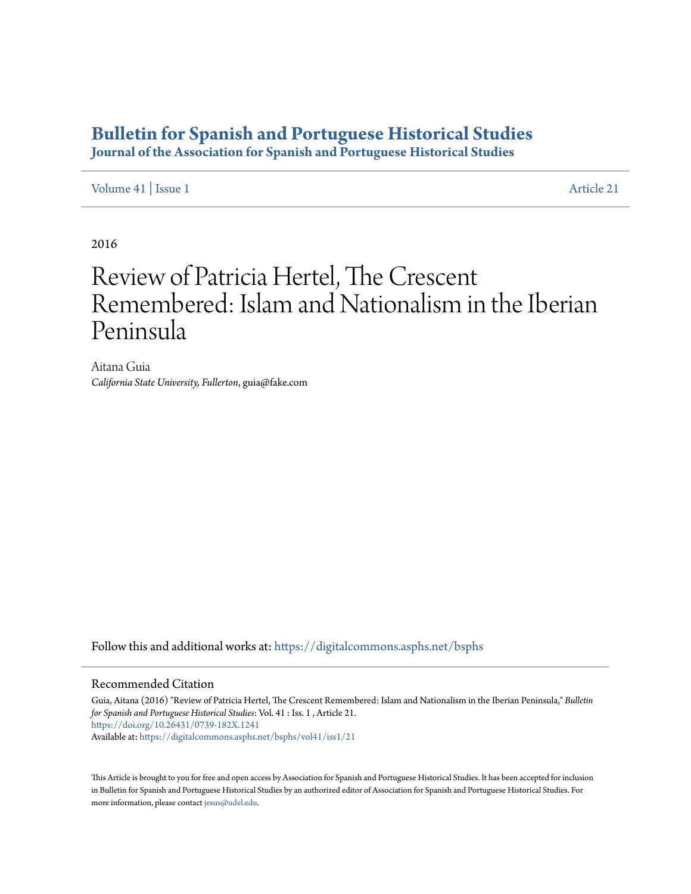# Bulletin for Spanish and Portuguese Historical Studies

## Journal of the Association for Spanish and Portuguese Historical Studies

Volume 41 | Issue 1 Article 21

2016

# Review of Patricia Hertel, The Crescent Remembered: Islam and Nationalism in the Iberian Peninsula

Aitana Guia
*California State University, Fullerton*, guia@fake.com

Follow this and additional works at: https://digitalcommons.asphs.net/bsphs

## Recommended Citation

Guia, Aitana (2016) "Review of Patricia Hertel, The Crescent Remembered: Islam and Nationalism in the Iberian Peninsula," *Bulletin for Spanish and Portuguese Historical Studies*: Vol. 41 : Iss. 1 , Article 21.
https://doi.org/10.26431/0739-182X.1241
Available at: https://digitalcommons.asphs.net/bsphs/vol41/iss1/21

This Article is brought to you for free and open access by Association for Spanish and Portuguese Historical Studies. It has been accepted for inclusion in Bulletin for Spanish and Portuguese Historical Studies by an authorized editor of Association for Spanish and Portuguese Historical Studies. For more information, please contact jesus@udel.edu.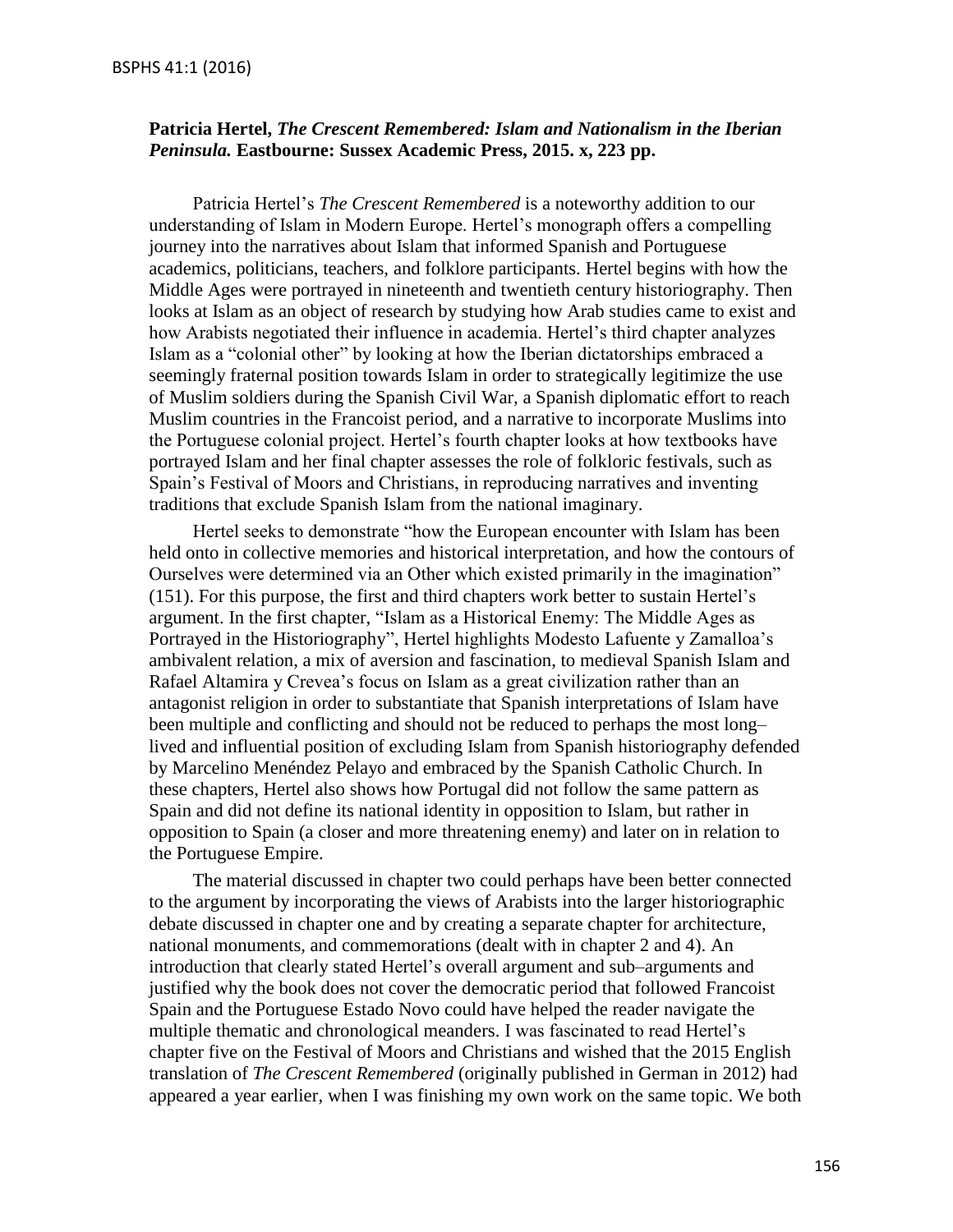**Patricia Hertel, *The Crescent Remembered: Islam and Nationalism in the Iberian Peninsula.* Eastbourne: Sussex Academic Press, 2015. x, 223 pp.**

Patricia Hertel's *The Crescent Remembered* is a noteworthy addition to our understanding of Islam in Modern Europe. Hertel's monograph offers a compelling journey into the narratives about Islam that informed Spanish and Portuguese academics, politicians, teachers, and folklore participants. Hertel begins with how the Middle Ages were portrayed in nineteenth and twentieth century historiography. Then looks at Islam as an object of research by studying how Arab studies came to exist and how Arabists negotiated their influence in academia. Hertel's third chapter analyzes Islam as a "colonial other" by looking at how the Iberian dictatorships embraced a seemingly fraternal position towards Islam in order to strategically legitimize the use of Muslim soldiers during the Spanish Civil War, a Spanish diplomatic effort to reach Muslim countries in the Francoist period, and a narrative to incorporate Muslims into the Portuguese colonial project. Hertel's fourth chapter looks at how textbooks have portrayed Islam and her final chapter assesses the role of folkloric festivals, such as Spain's Festival of Moors and Christians, in reproducing narratives and inventing traditions that exclude Spanish Islam from the national imaginary.

Hertel seeks to demonstrate "how the European encounter with Islam has been held onto in collective memories and historical interpretation, and how the contours of Ourselves were determined via an Other which existed primarily in the imagination" (151). For this purpose, the first and third chapters work better to sustain Hertel's argument. In the first chapter, "Islam as a Historical Enemy: The Middle Ages as Portrayed in the Historiography", Hertel highlights Modesto Lafuente y Zamalloa's ambivalent relation, a mix of aversion and fascination, to medieval Spanish Islam and Rafael Altamira y Crevea's focus on Islam as a great civilization rather than an antagonist religion in order to substantiate that Spanish interpretations of Islam have been multiple and conflicting and should not be reduced to perhaps the most long–lived and influential position of excluding Islam from Spanish historiography defended by Marcelino Menéndez Pelayo and embraced by the Spanish Catholic Church. In these chapters, Hertel also shows how Portugal did not follow the same pattern as Spain and did not define its national identity in opposition to Islam, but rather in opposition to Spain (a closer and more threatening enemy) and later on in relation to the Portuguese Empire.

The material discussed in chapter two could perhaps have been better connected to the argument by incorporating the views of Arabists into the larger historiographic debate discussed in chapter one and by creating a separate chapter for architecture, national monuments, and commemorations (dealt with in chapter 2 and 4). An introduction that clearly stated Hertel's overall argument and sub–arguments and justified why the book does not cover the democratic period that followed Francoist Spain and the Portuguese Estado Novo could have helped the reader navigate the multiple thematic and chronological meanders. I was fascinated to read Hertel's chapter five on the Festival of Moors and Christians and wished that the 2015 English translation of *The Crescent Remembered* (originally published in German in 2012) had appeared a year earlier, when I was finishing my own work on the same topic. We both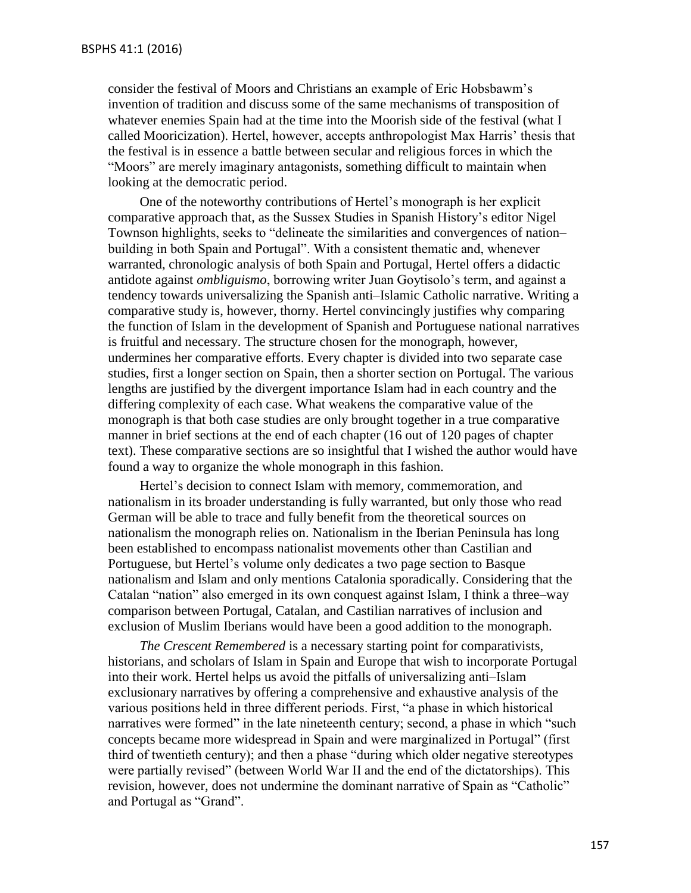consider the festival of Moors and Christians an example of Eric Hobsbawm's invention of tradition and discuss some of the same mechanisms of transposition of whatever enemies Spain had at the time into the Moorish side of the festival (what I called Mooricization). Hertel, however, accepts anthropologist Max Harris' thesis that the festival is in essence a battle between secular and religious forces in which the "Moors" are merely imaginary antagonists, something difficult to maintain when looking at the democratic period.

One of the noteworthy contributions of Hertel's monograph is her explicit comparative approach that, as the Sussex Studies in Spanish History's editor Nigel Townson highlights, seeks to "delineate the similarities and convergences of nation–building in both Spain and Portugal". With a consistent thematic and, whenever warranted, chronologic analysis of both Spain and Portugal, Hertel offers a didactic antidote against *ombliguismo*, borrowing writer Juan Goytisolo's term, and against a tendency towards universalizing the Spanish anti–Islamic Catholic narrative. Writing a comparative study is, however, thorny. Hertel convincingly justifies why comparing the function of Islam in the development of Spanish and Portuguese national narratives is fruitful and necessary. The structure chosen for the monograph, however, undermines her comparative efforts. Every chapter is divided into two separate case studies, first a longer section on Spain, then a shorter section on Portugal. The various lengths are justified by the divergent importance Islam had in each country and the differing complexity of each case. What weakens the comparative value of the monograph is that both case studies are only brought together in a true comparative manner in brief sections at the end of each chapter (16 out of 120 pages of chapter text). These comparative sections are so insightful that I wished the author would have found a way to organize the whole monograph in this fashion.

Hertel's decision to connect Islam with memory, commemoration, and nationalism in its broader understanding is fully warranted, but only those who read German will be able to trace and fully benefit from the theoretical sources on nationalism the monograph relies on. Nationalism in the Iberian Peninsula has long been established to encompass nationalist movements other than Castilian and Portuguese, but Hertel's volume only dedicates a two page section to Basque nationalism and Islam and only mentions Catalonia sporadically. Considering that the Catalan "nation" also emerged in its own conquest against Islam, I think a three–way comparison between Portugal, Catalan, and Castilian narratives of inclusion and exclusion of Muslim Iberians would have been a good addition to the monograph.

*The Crescent Remembered* is a necessary starting point for comparativists, historians, and scholars of Islam in Spain and Europe that wish to incorporate Portugal into their work. Hertel helps us avoid the pitfalls of universalizing anti–Islam exclusionary narratives by offering a comprehensive and exhaustive analysis of the various positions held in three different periods. First, "a phase in which historical narratives were formed" in the late nineteenth century; second, a phase in which "such concepts became more widespread in Spain and were marginalized in Portugal" (first third of twentieth century); and then a phase "during which older negative stereotypes were partially revised" (between World War II and the end of the dictatorships). This revision, however, does not undermine the dominant narrative of Spain as "Catholic" and Portugal as "Grand".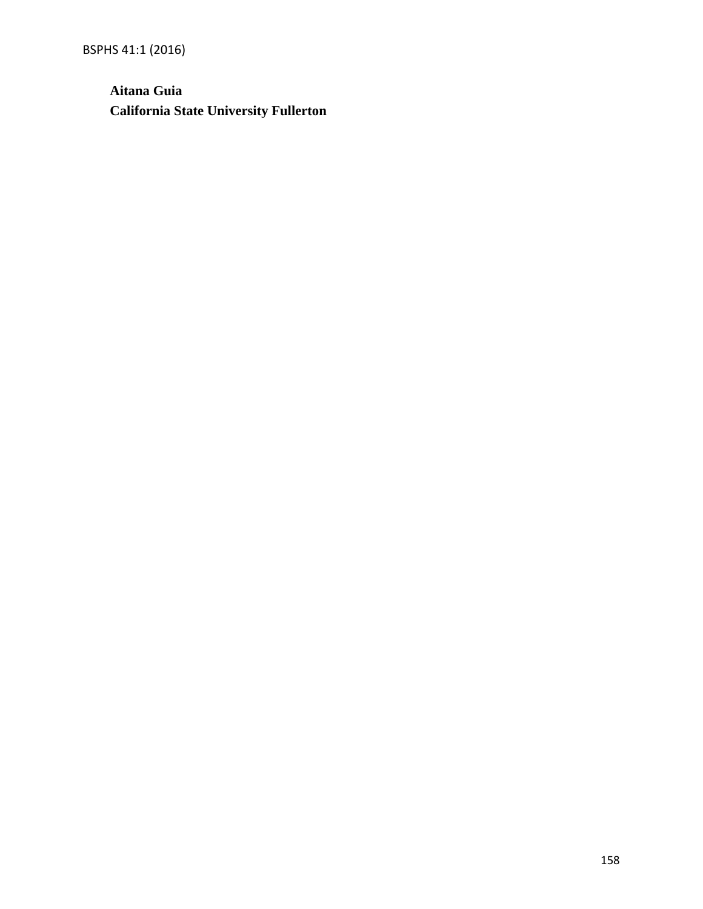**Aitana Guia**
**California State University Fullerton**